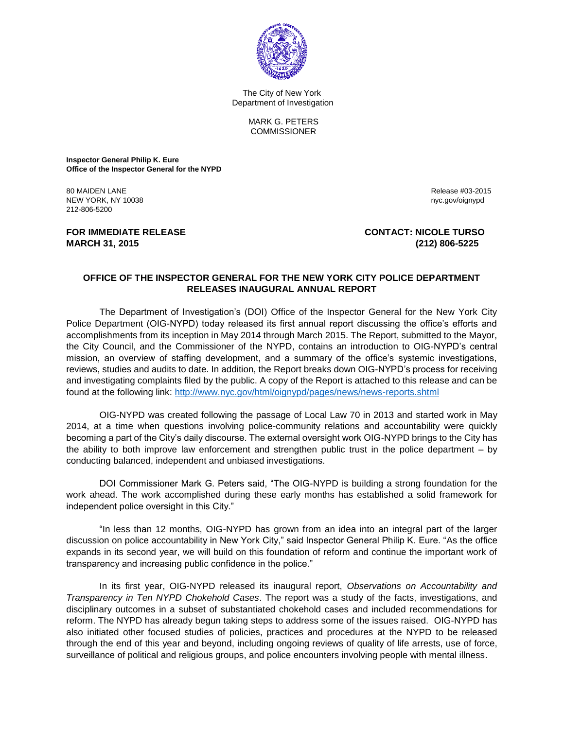The City of New York
Department of Investigation

MARK G. PETERS
COMMISSIONER

**Inspector General Philip K. Eure**
**Office of the Inspector General for the NYPD**

80 MAIDEN LANE
NEW YORK, NY 10038
212-806-5200

Release #03-2015
nyc.gov/oignypd

**FOR IMMEDIATE RELEASE**
**MARCH 31, 2015**

**CONTACT: NICOLE TURSO**
**(212) 806-5225**

## OFFICE OF THE INSPECTOR GENERAL FOR THE NEW YORK CITY POLICE DEPARTMENT RELEASES INAUGURAL ANNUAL REPORT

The Department of Investigation's (DOI) Office of the Inspector General for the New York City Police Department (OIG-NYPD) today released its first annual report discussing the office's efforts and accomplishments from its inception in May 2014 through March 2015. The Report, submitted to the Mayor, the City Council, and the Commissioner of the NYPD, contains an introduction to OIG-NYPD's central mission, an overview of staffing development, and a summary of the office's systemic investigations, reviews, studies and audits to date. In addition, the Report breaks down OIG-NYPD's process for receiving and investigating complaints filed by the public. A copy of the Report is attached to this release and can be found at the following link: http://www.nyc.gov/html/oignypd/pages/news/news-reports.shtml

OIG-NYPD was created following the passage of Local Law 70 in 2013 and started work in May 2014, at a time when questions involving police-community relations and accountability were quickly becoming a part of the City's daily discourse. The external oversight work OIG-NYPD brings to the City has the ability to both improve law enforcement and strengthen public trust in the police department – by conducting balanced, independent and unbiased investigations.

DOI Commissioner Mark G. Peters said, "The OIG-NYPD is building a strong foundation for the work ahead. The work accomplished during these early months has established a solid framework for independent police oversight in this City."

"In less than 12 months, OIG-NYPD has grown from an idea into an integral part of the larger discussion on police accountability in New York City," said Inspector General Philip K. Eure. "As the office expands in its second year, we will build on this foundation of reform and continue the important work of transparency and increasing public confidence in the police."

In its first year, OIG-NYPD released its inaugural report, *Observations on Accountability and Transparency in Ten NYPD Chokehold Cases*. The report was a study of the facts, investigations, and disciplinary outcomes in a subset of substantiated chokehold cases and included recommendations for reform. The NYPD has already begun taking steps to address some of the issues raised. OIG-NYPD has also initiated other focused studies of policies, practices and procedures at the NYPD to be released through the end of this year and beyond, including ongoing reviews of quality of life arrests, use of force, surveillance of political and religious groups, and police encounters involving people with mental illness.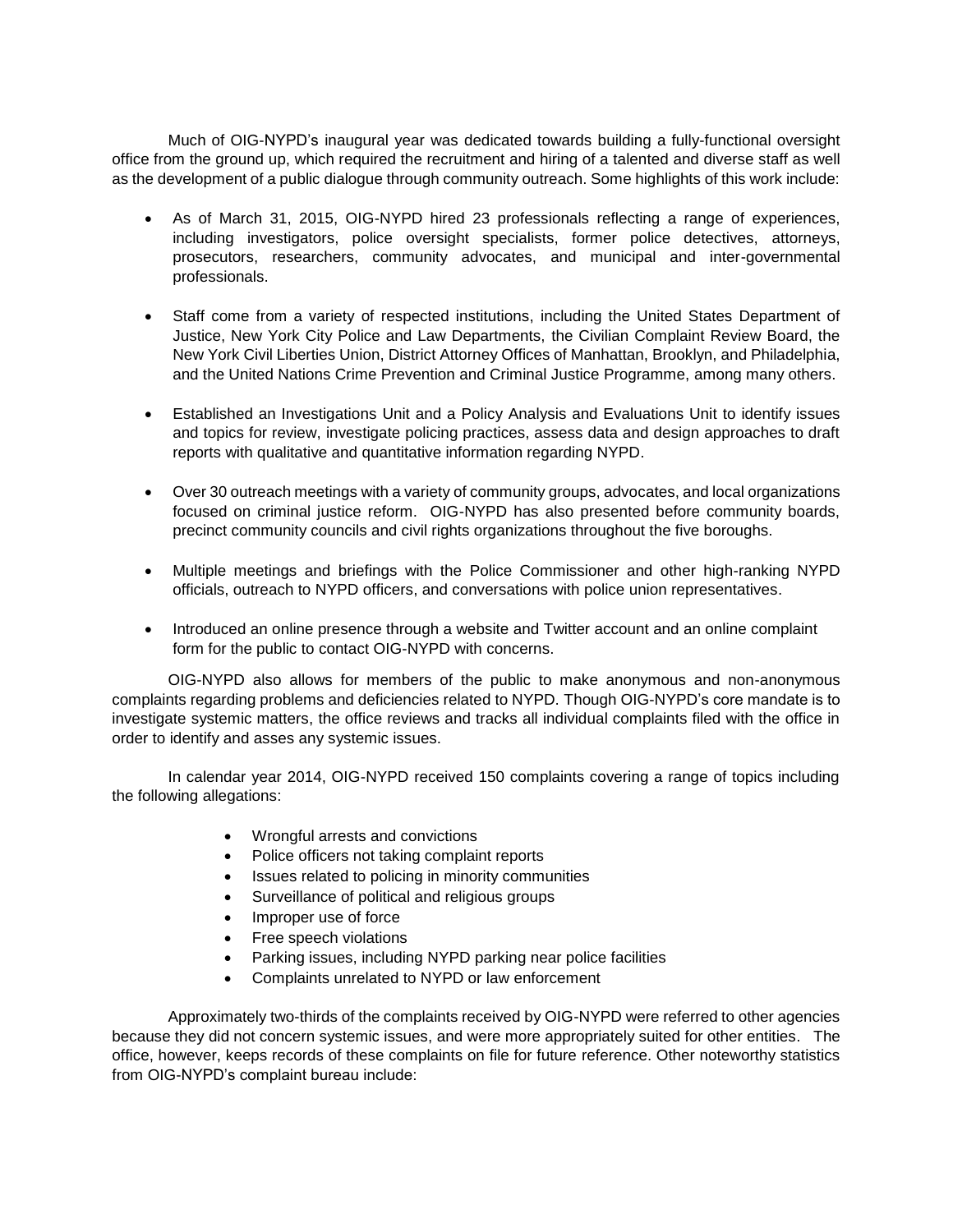Much of OIG-NYPD's inaugural year was dedicated towards building a fully-functional oversight office from the ground up, which required the recruitment and hiring of a talented and diverse staff as well as the development of a public dialogue through community outreach. Some highlights of this work include:

- As of March 31, 2015, OIG-NYPD hired 23 professionals reflecting a range of experiences, including investigators, police oversight specialists, former police detectives, attorneys, prosecutors, researchers, community advocates, and municipal and inter-governmental professionals.

- Staff come from a variety of respected institutions, including the United States Department of Justice, New York City Police and Law Departments, the Civilian Complaint Review Board, the New York Civil Liberties Union, District Attorney Offices of Manhattan, Brooklyn, and Philadelphia, and the United Nations Crime Prevention and Criminal Justice Programme, among many others.

- Established an Investigations Unit and a Policy Analysis and Evaluations Unit to identify issues and topics for review, investigate policing practices, assess data and design approaches to draft reports with qualitative and quantitative information regarding NYPD.

- Over 30 outreach meetings with a variety of community groups, advocates, and local organizations focused on criminal justice reform. OIG-NYPD has also presented before community boards, precinct community councils and civil rights organizations throughout the five boroughs.

- Multiple meetings and briefings with the Police Commissioner and other high-ranking NYPD officials, outreach to NYPD officers, and conversations with police union representatives.

- Introduced an online presence through a website and Twitter account and an online complaint form for the public to contact OIG-NYPD with concerns.

OIG-NYPD also allows for members of the public to make anonymous and non-anonymous complaints regarding problems and deficiencies related to NYPD. Though OIG-NYPD's core mandate is to investigate systemic matters, the office reviews and tracks all individual complaints filed with the office in order to identify and asses any systemic issues.

In calendar year 2014, OIG-NYPD received 150 complaints covering a range of topics including the following allegations:

- Wrongful arrests and convictions
- Police officers not taking complaint reports
- Issues related to policing in minority communities
- Surveillance of political and religious groups
- Improper use of force
- Free speech violations
- Parking issues, including NYPD parking near police facilities
- Complaints unrelated to NYPD or law enforcement

Approximately two-thirds of the complaints received by OIG-NYPD were referred to other agencies because they did not concern systemic issues, and were more appropriately suited for other entities. The office, however, keeps records of these complaints on file for future reference. Other noteworthy statistics from OIG-NYPD's complaint bureau include: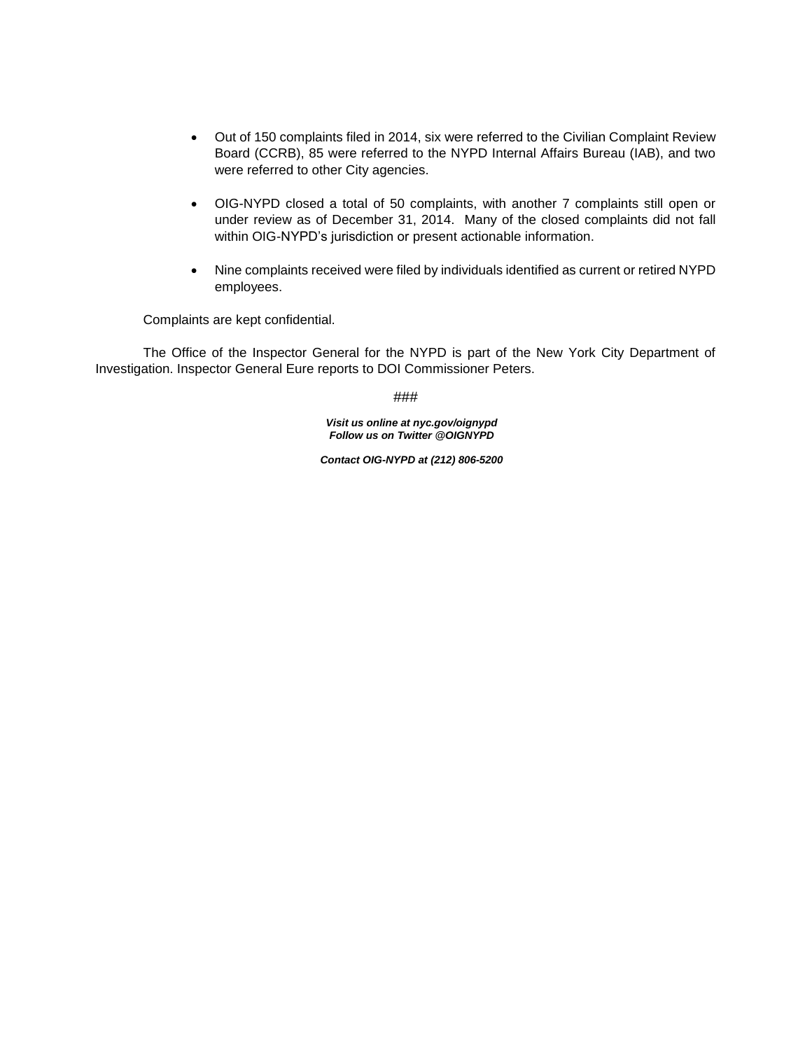- Out of 150 complaints filed in 2014, six were referred to the Civilian Complaint Review Board (CCRB), 85 were referred to the NYPD Internal Affairs Bureau (IAB), and two were referred to other City agencies.

- OIG-NYPD closed a total of 50 complaints, with another 7 complaints still open or under review as of December 31, 2014. Many of the closed complaints did not fall within OIG-NYPD's jurisdiction or present actionable information.

- Nine complaints received were filed by individuals identified as current or retired NYPD employees.

Complaints are kept confidential.

The Office of the Inspector General for the NYPD is part of the New York City Department of Investigation. Inspector General Eure reports to DOI Commissioner Peters.

###

***Visit us online at nyc.gov/oignypd***
***Follow us on Twitter @OIGNYPD***

***Contact OIG-NYPD at (212) 806-5200***